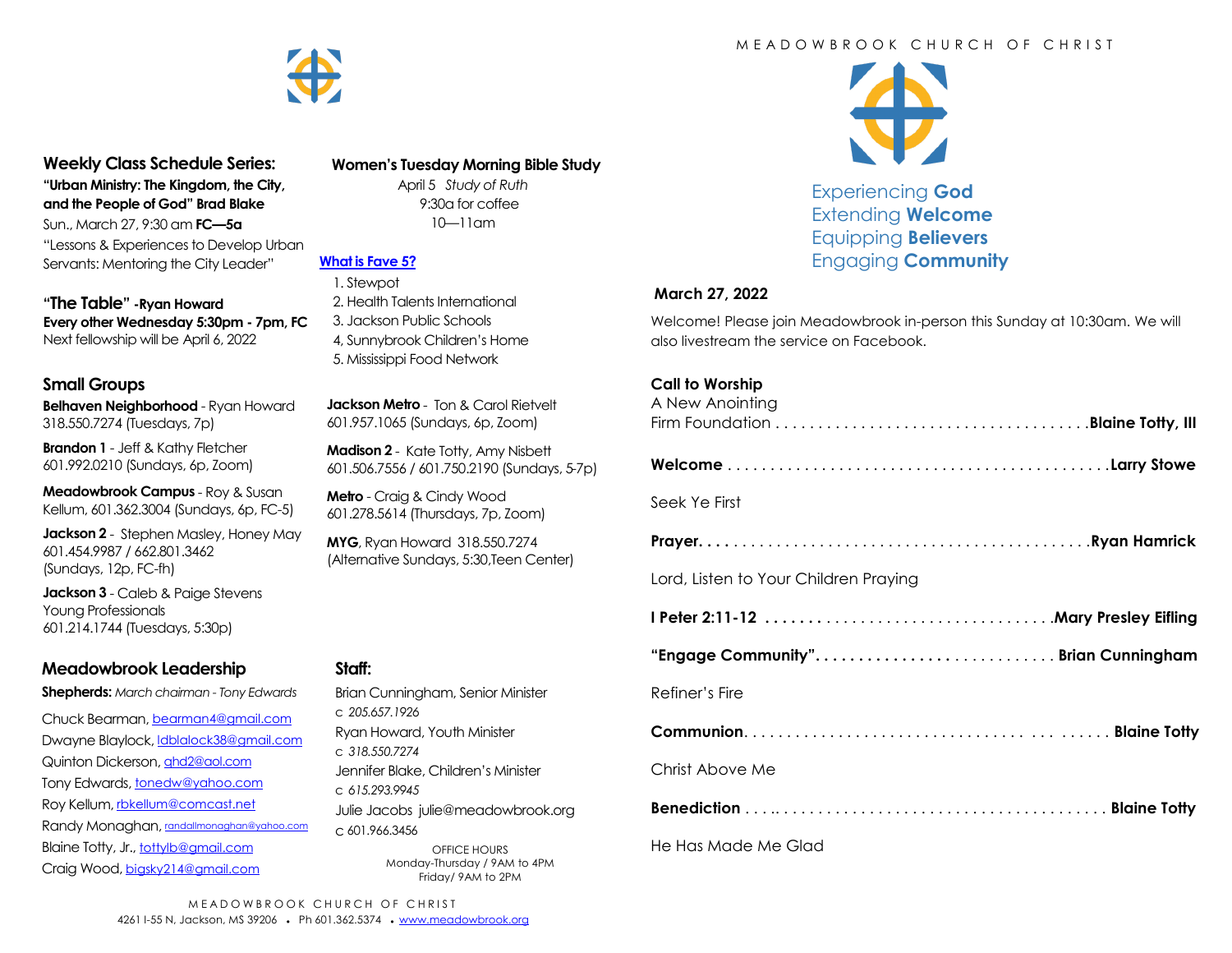## Weekly Class Schedule Series:

**"Urban Ministry: The Kingdom, the City, and the People of God" Brad Blake**

Sun., March 27, 9:30 am **FC—5a**

"Lessons & Experiences to Develop Urban Servants: Mentoring the City Leader"

**"The Table" -Ryan Howard**

**Every other Wednesday 5:30pm - 7pm, FC**

Next fellowship will be April 6, 2022

## Small Groups

**Belhaven Neighborhood** - Ryan Howard 318.550.7274 (Tuesdays, 7p)

**Brandon 1** - Jeff & Kathy Fletcher 601.992.0210 (Sundays, 6p, Zoom)

**Meadowbrook Campus** - Roy & Susan Kellum, 601.362.3004 (Sundays, 6p, FC-5)

**Jackson 2** - Stephen Masley, Honey May 601.454.9987 / 662.801.3462 (Sundays, 12p, FC-fh)

**Jackson 3** - Caleb & Paige Stevens Young Professionals 601.214.1744 (Tuesdays, 5:30p)

**Jackson Metro** - Ton & Carol Rietvelt 601.957.1065 (Sundays, 6p, Zoom)

**Madison 2** - Kate Totty, Amy Nisbett 601.506.7556 / 601.750.2190 (Sundays, 5-7p)

**Metro** - Craig & Cindy Wood 601.278.5614 (Thursdays, 7p, Zoom)

**MYG**, Ryan Howard 318.550.7274 (Alternative Sundays, 5:30,Teen Center)

## Women's Tuesday Morning Bible Study

April 5 *Study of Ruth*
9:30a for coffee
10—11am

**What is Fave 5?**

1. Stewpot
2. Health Talents International
3. Jackson Public Schools
4. Sunnybrook Children's Home
5. Mississippi Food Network

## Meadowbrook Leadership

**Shepherds:** *March chairman - Tony Edwards*

Chuck Bearman, bearman4@gmail.com
Dwayne Blaylock, ldblalock38@gmail.com
Quinton Dickerson, qhd2@aol.com
Tony Edwards, tonedw@yahoo.com
Roy Kellum, rbkellum@comcast.net
Randy Monaghan, randallmonaghan@yahoo.com
Blaine Totty, Jr., tottylb@gmail.com
Craig Wood, bigsky214@gmail.com

## Staff:

Brian Cunningham, Senior Minister
c *205.657.1926*
Ryan Howard, Youth Minister
c *318.550.7274*
Jennifer Blake, Children's Minister
c *615.293.9945*
Julie Jacobs julie@meadowbrook.org
c 601.966.3456

OFFICE HOURS
Monday-Thursday / 9AM to 4PM
Friday/ 9AM to 2PM

MEADOWBROOK CHURCH OF CHRIST
4261 I-55 N, Jackson, MS 39206 • Ph 601.362.5374 • www.meadowbrook.org

---

# MEADOWBROOK CHURCH OF CHRIST

Experiencing **God**
Extending **Welcome**
Equipping **Believers**
Engaging **Community**

**March 27, 2022**

Welcome! Please join Meadowbrook in-person this Sunday at 10:30am. We will also livestream the service on Facebook.

**Call to Worship**
A New Anointing
Firm Foundation . . . . . . . . . . . . . . . . . . . . . . . . . . . . . . . . . . . **Blaine Totty, III**

**Welcome** . . . . . . . . . . . . . . . . . . . . . . . . . . . . . . . . . . . . . . . . . . . **Larry Stowe**

Seek Ye First

**Prayer**. . . . . . . . . . . . . . . . . . . . . . . . . . . . . . . . . . . . . . . . . . . . **Ryan Hamrick**

Lord, Listen to Your Children Praying

**I Peter 2:11-12** . . . . . . . . . . . . . . . . . . . . . . . . . . . . . . . . **Mary Presley Eifling**

**"Engage Community"**. . . . . . . . . . . . . . . . . . . . . . . . . . . **Brian Cunningham**

Refiner's Fire

**Communion**. . . . . . . . . . . . . . . . . . . . . . . . . . . . . . . . . . . . . . . . . . **Blaine Totty**

Christ Above Me

**Benediction** . . . . . . . . . . . . . . . . . . . . . . . . . . . . . . . . . . . . . . . . . **Blaine Totty**

He Has Made Me Glad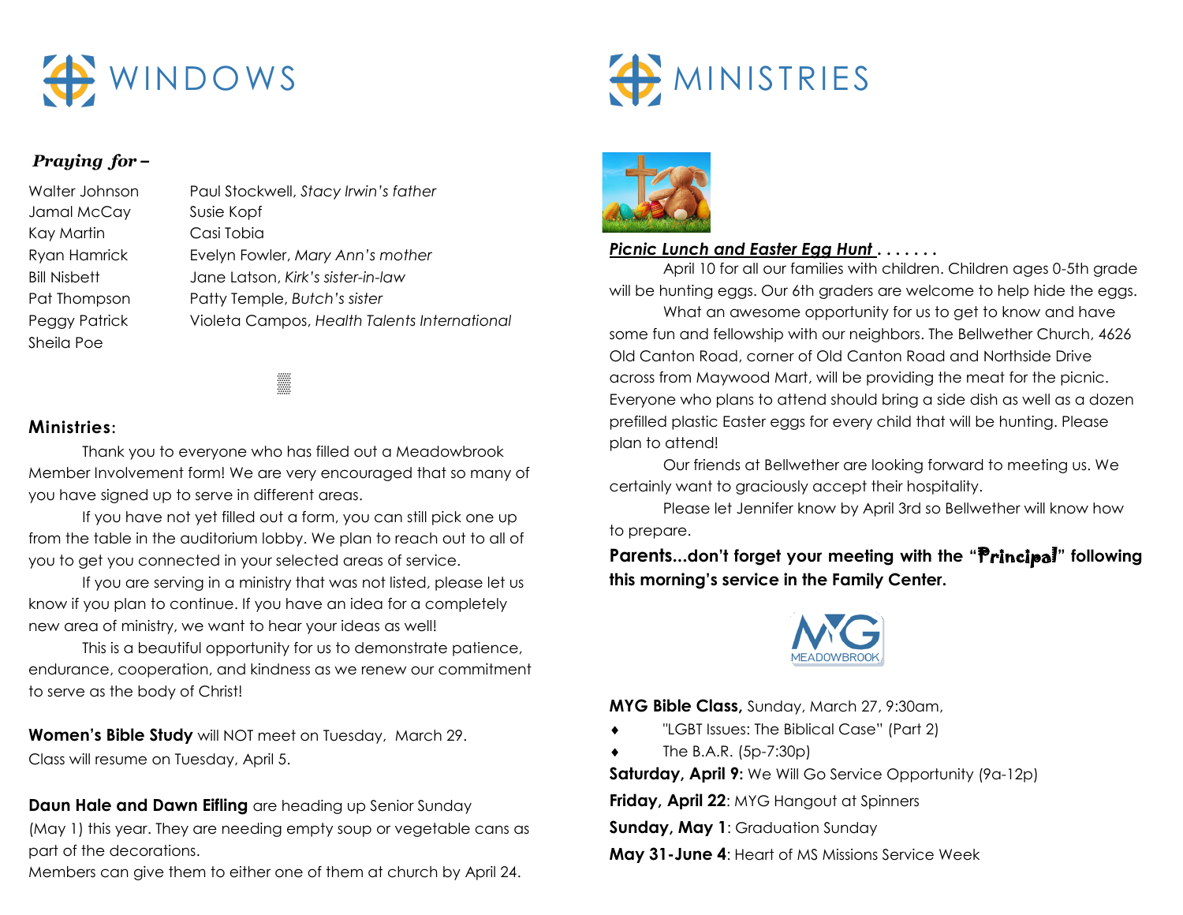# WINDOWS

***Praying for –***

| | |
|---|---|
| Walter Johnson | Paul Stockwell, *Stacy Irwin's father* |
| Jamal McCay | Susie Kopf |
| Kay Martin | Casi Tobia |
| Ryan Hamrick | Evelyn Fowler, *Mary Ann's mother* |
| Bill Nisbett | Jane Latson, *Kirk's sister-in-law* |
| Pat Thompson | Patty Temple, *Butch's sister* |
| Peggy Patrick | Violeta Campos, *Health Talents International* |
| Sheila Poe | |

**Ministries:**

Thank you to everyone who has filled out a Meadowbrook Member Involvement form! We are very encouraged that so many of you have signed up to serve in different areas.

If you have not yet filled out a form, you can still pick one up from the table in the auditorium lobby. We plan to reach out to all of you to get you connected in your selected areas of service.

If you are serving in a ministry that was not listed, please let us know if you plan to continue. If you have an idea for a completely new area of ministry, we want to hear your ideas as well!

This is a beautiful opportunity for us to demonstrate patience, endurance, cooperation, and kindness as we renew our commitment to serve as the body of Christ!

**Women's Bible Study** will NOT meet on Tuesday, March 29. Class will resume on Tuesday, April 5.

**Daun Hale and Dawn Eifling** are heading up Senior Sunday (May 1) this year. They are needing empty soup or vegetable cans as part of the decorations.
Members can give them to either one of them at church by April 24.

# MINISTRIES

***Picnic Lunch and Easter Egg Hunt*** . . . . . . .

April 10 for all our families with children. Children ages 0-5th grade will be hunting eggs. Our 6th graders are welcome to help hide the eggs.

What an awesome opportunity for us to get to know and have some fun and fellowship with our neighbors. The Bellwether Church, 4626 Old Canton Road, corner of Old Canton Road and Northside Drive across from Maywood Mart, will be providing the meat for the picnic. Everyone who plans to attend should bring a side dish as well as a dozen prefilled plastic Easter eggs for every child that will be hunting. Please plan to attend!

Our friends at Bellwether are looking forward to meeting us. We certainly want to graciously accept their hospitality.

Please let Jennifer know by April 3rd so Bellwether will know how to prepare.

**Parents...don't forget your meeting with the "Principal" following this morning's service in the Family Center.**

MYG MEADOWBROOK

**MYG Bible Class,** Sunday, March 27, 9:30am,

- "LGBT Issues: The Biblical Case" (Part 2)
- The B.A.R. (5p-7:30p)

**Saturday, April 9:** We Will Go Service Opportunity (9a-12p)

**Friday, April 22**: MYG Hangout at Spinners

**Sunday, May 1**: Graduation Sunday

**May 31-June 4**: Heart of MS Missions Service Week